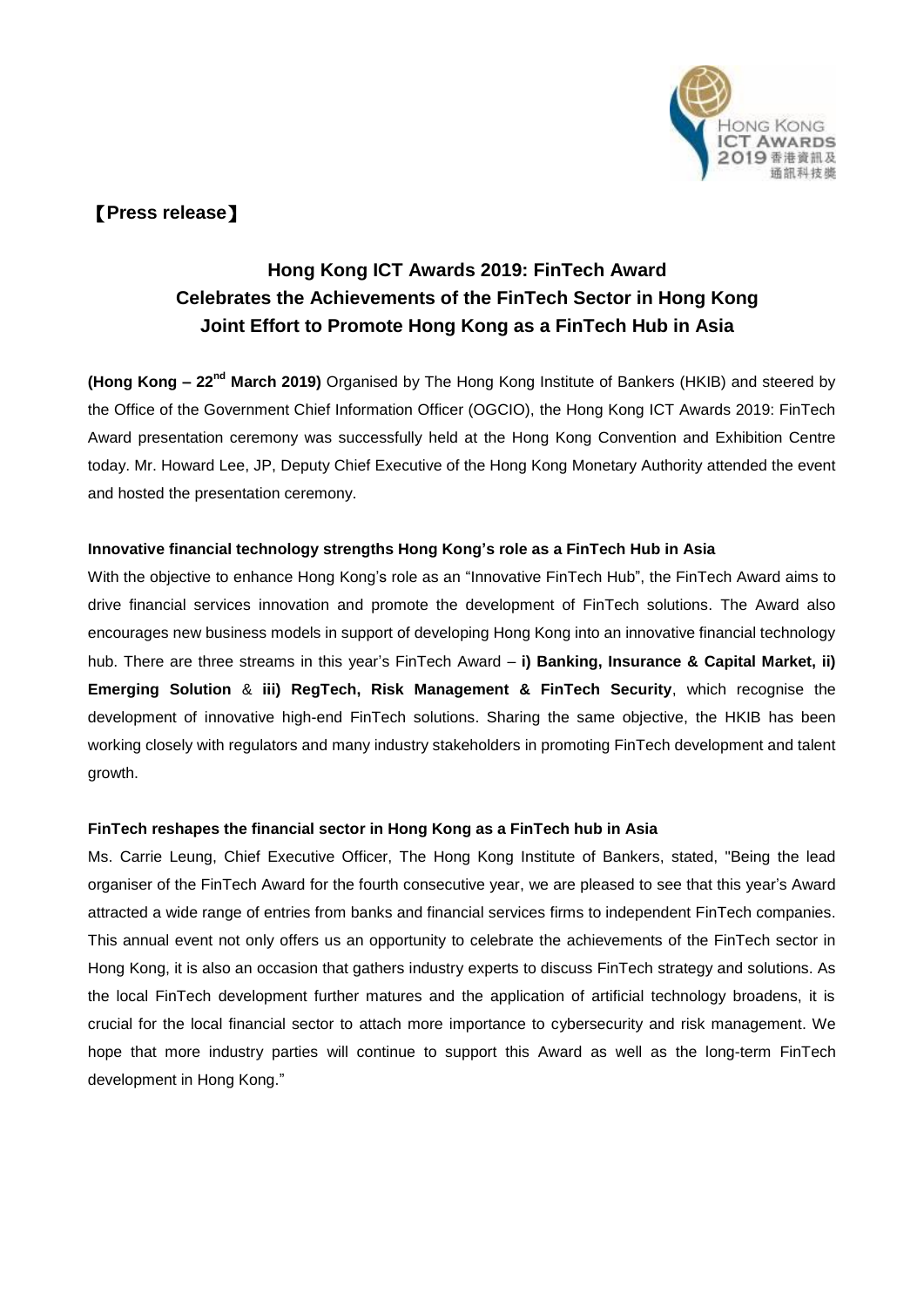【Press release】

# Hong Kong ICT Awards 2019: FinTech Award Celebrates the Achievements of the FinTech Sector in Hong Kong Joint Effort to Promote Hong Kong as a FinTech Hub in Asia

**(Hong Kong – 22nd March 2019)** Organised by The Hong Kong Institute of Bankers (HKIB) and steered by the Office of the Government Chief Information Officer (OGCIO), the Hong Kong ICT Awards 2019: FinTech Award presentation ceremony was successfully held at the Hong Kong Convention and Exhibition Centre today. Mr. Howard Lee, JP, Deputy Chief Executive of the Hong Kong Monetary Authority attended the event and hosted the presentation ceremony.

**Innovative financial technology strengths Hong Kong's role as a FinTech Hub in Asia**

With the objective to enhance Hong Kong's role as an "Innovative FinTech Hub", the FinTech Award aims to drive financial services innovation and promote the development of FinTech solutions. The Award also encourages new business models in support of developing Hong Kong into an innovative financial technology hub. There are three streams in this year's FinTech Award – **i) Banking, Insurance & Capital Market, ii) Emerging Solution** & **iii) RegTech, Risk Management & FinTech Security**, which recognise the development of innovative high-end FinTech solutions. Sharing the same objective, the HKIB has been working closely with regulators and many industry stakeholders in promoting FinTech development and talent growth.

**FinTech reshapes the financial sector in Hong Kong as a FinTech hub in Asia**

Ms. Carrie Leung, Chief Executive Officer, The Hong Kong Institute of Bankers, stated, "Being the lead organiser of the FinTech Award for the fourth consecutive year, we are pleased to see that this year's Award attracted a wide range of entries from banks and financial services firms to independent FinTech companies. This annual event not only offers us an opportunity to celebrate the achievements of the FinTech sector in Hong Kong, it is also an occasion that gathers industry experts to discuss FinTech strategy and solutions. As the local FinTech development further matures and the application of artificial technology broadens, it is crucial for the local financial sector to attach more importance to cybersecurity and risk management. We hope that more industry parties will continue to support this Award as well as the long-term FinTech development in Hong Kong."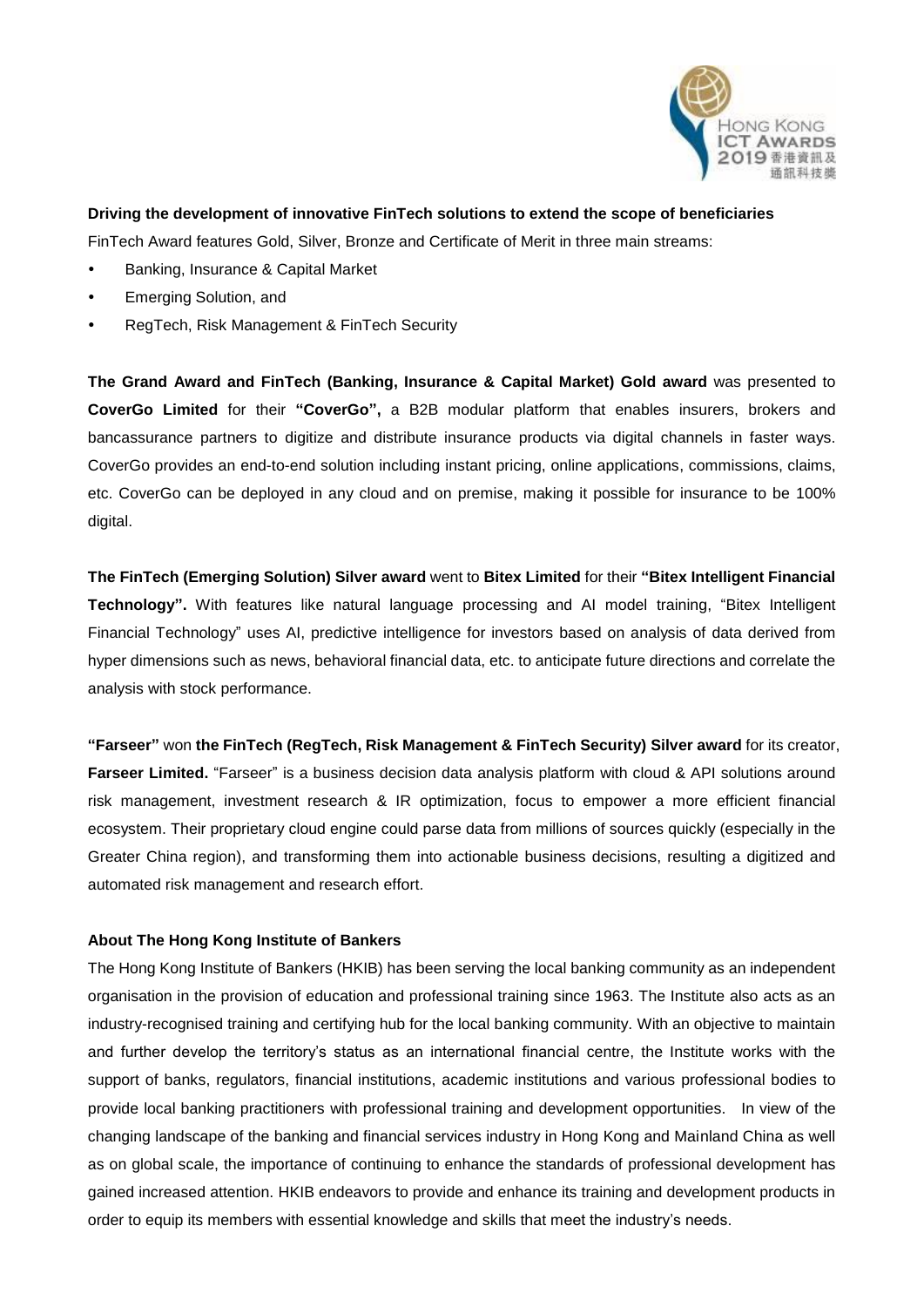**Driving the development of innovative FinTech solutions to extend the scope of beneficiaries**

FinTech Award features Gold, Silver, Bronze and Certificate of Merit in three main streams:

- Banking, Insurance & Capital Market
- Emerging Solution, and
- RegTech, Risk Management & FinTech Security

**The Grand Award and FinTech (Banking, Insurance & Capital Market) Gold award** was presented to **CoverGo Limited** for their **"CoverGo",** a B2B modular platform that enables insurers, brokers and bancassurance partners to digitize and distribute insurance products via digital channels in faster ways. CoverGo provides an end-to-end solution including instant pricing, online applications, commissions, claims, etc. CoverGo can be deployed in any cloud and on premise, making it possible for insurance to be 100% digital.

**The FinTech (Emerging Solution) Silver award** went to **Bitex Limited** for their **"Bitex Intelligent Financial Technology".** With features like natural language processing and AI model training, "Bitex Intelligent Financial Technology" uses AI, predictive intelligence for investors based on analysis of data derived from hyper dimensions such as news, behavioral financial data, etc. to anticipate future directions and correlate the analysis with stock performance.

**"Farseer"** won **the FinTech (RegTech, Risk Management & FinTech Security) Silver award** for its creator, **Farseer Limited.** "Farseer" is a business decision data analysis platform with cloud & API solutions around risk management, investment research & IR optimization, focus to empower a more efficient financial ecosystem. Their proprietary cloud engine could parse data from millions of sources quickly (especially in the Greater China region), and transforming them into actionable business decisions, resulting a digitized and automated risk management and research effort.

**About The Hong Kong Institute of Bankers**

The Hong Kong Institute of Bankers (HKIB) has been serving the local banking community as an independent organisation in the provision of education and professional training since 1963. The Institute also acts as an industry-recognised training and certifying hub for the local banking community. With an objective to maintain and further develop the territory's status as an international financial centre, the Institute works with the support of banks, regulators, financial institutions, academic institutions and various professional bodies to provide local banking practitioners with professional training and development opportunities. In view of the changing landscape of the banking and financial services industry in Hong Kong and Mainland China as well as on global scale, the importance of continuing to enhance the standards of professional development has gained increased attention. HKIB endeavors to provide and enhance its training and development products in order to equip its members with essential knowledge and skills that meet the industry's needs.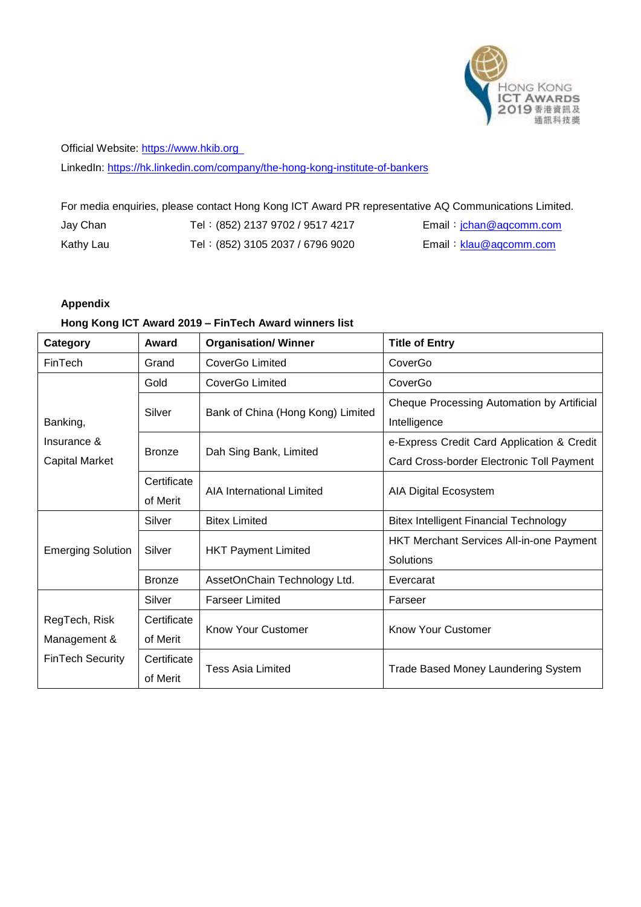Official Website: [https://www.hkib.org](https://www.hkib.org)

LinkedIn: [https://hk.linkedin.com/company/the-hong-kong-institute-of-bankers](https://hk.linkedin.com/company/the-hong-kong-institute-of-bankers)

For media enquiries, please contact Hong Kong ICT Award PR representative AQ Communications Limited.

| | | |
|---|---|---|
| Jay Chan | Tel：(852) 2137 9702 / 9517 4217 | Email：jchan@aqcomm.com |
| Kathy Lau | Tel：(852) 3105 2037 / 6796 9020 | Email：klau@aqcomm.com |

**Appendix**

**Hong Kong ICT Award 2019 – FinTech Award winners list**

| Category | Award | Organisation/ Winner | Title of Entry |
|---|---|---|---|
| FinTech | Grand | CoverGo Limited | CoverGo |
| Banking, Insurance & Capital Market | Gold | CoverGo Limited | CoverGo |
| | Silver | Bank of China (Hong Kong) Limited | Cheque Processing Automation by Artificial Intelligence |
| | Bronze | Dah Sing Bank, Limited | e-Express Credit Card Application & Credit Card Cross-border Electronic Toll Payment |
| | Certificate of Merit | AIA International Limited | AIA Digital Ecosystem |
| Emerging Solution | Silver | Bitex Limited | Bitex Intelligent Financial Technology |
| | Silver | HKT Payment Limited | HKT Merchant Services All-in-one Payment Solutions |
| | Bronze | AssetOnChain Technology Ltd. | Evercarat |
| RegTech, Risk Management & FinTech Security | Silver | Farseer Limited | Farseer |
| | Certificate of Merit | Know Your Customer | Know Your Customer |
| | Certificate of Merit | Tess Asia Limited | Trade Based Money Laundering System |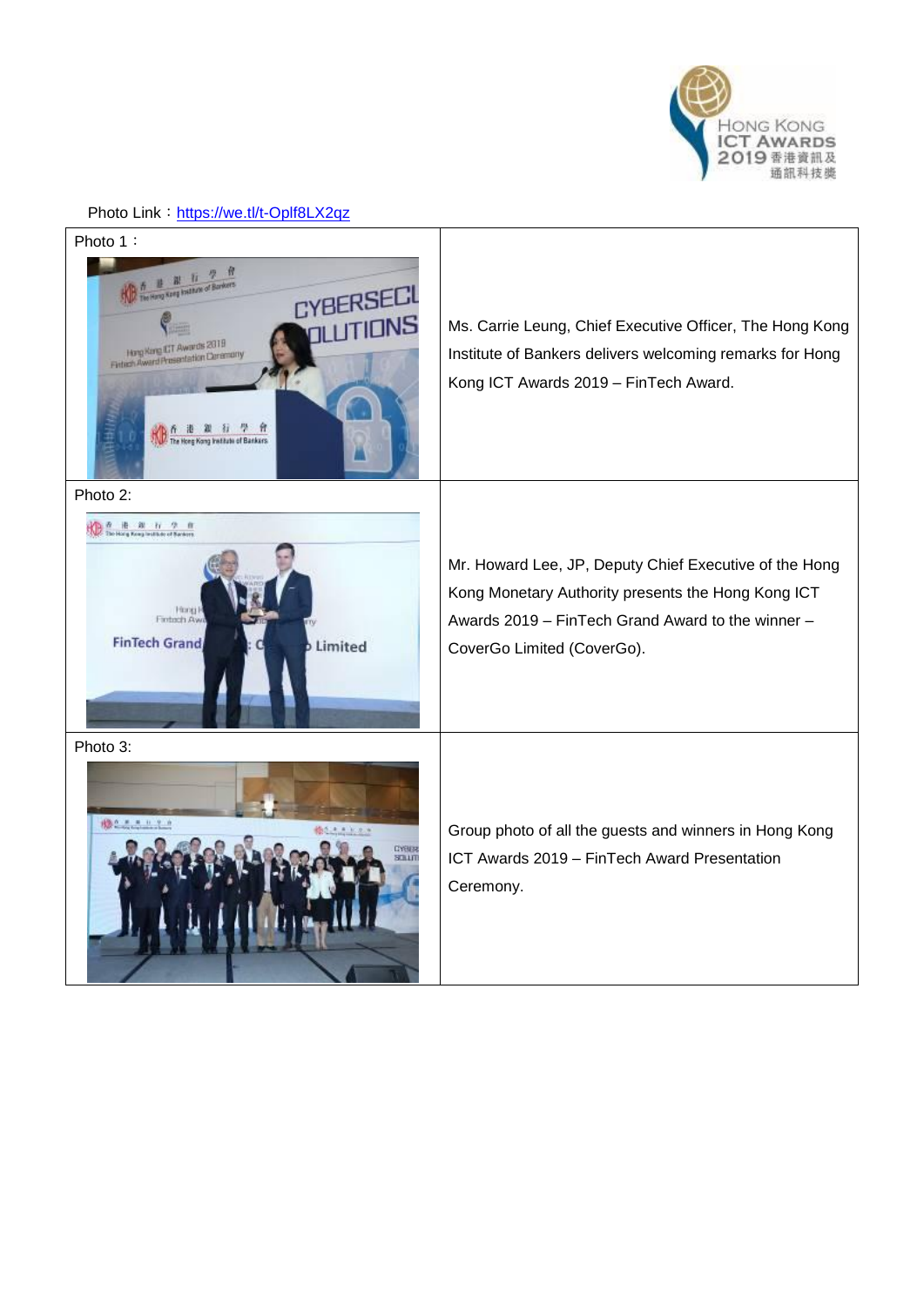Photo Link：https://we.tl/t-Oplf8LX2qz

| | |
|---|---|
| Photo 1： | Ms. Carrie Leung, Chief Executive Officer, The Hong Kong Institute of Bankers delivers welcoming remarks for Hong Kong ICT Awards 2019 – FinTech Award. |
| Photo 2: | Mr. Howard Lee, JP, Deputy Chief Executive of the Hong Kong Monetary Authority presents the Hong Kong ICT Awards 2019 – FinTech Grand Award to the winner – CoverGo Limited (CoverGo). |
| Photo 3: | Group photo of all the guests and winners in Hong Kong ICT Awards 2019 – FinTech Award Presentation Ceremony. |